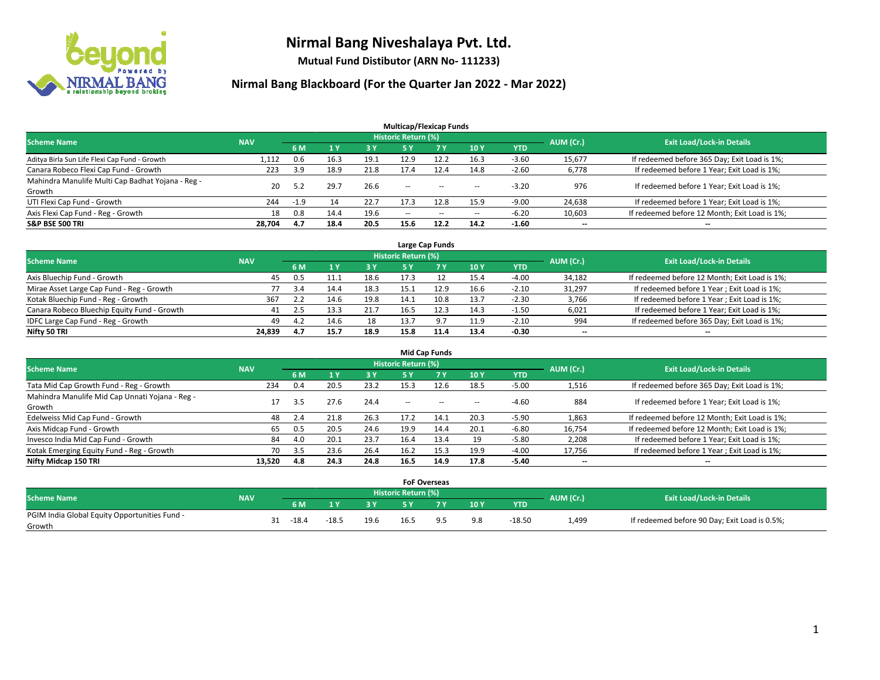# Nirmal Bang Niveshalaya Pvt. Ltd.

**Mutual Fund Distibutor (ARN No- 111233)**

## Nirmal Bang Blackboard (For the Quarter Jan 2022 - Mar 2022)

### Multicap/Flexicap Funds

| Scheme Name | NAV | Historic Return (%) | | | | | | | AUM (Cr.) | Exit Load/Lock-in Details |
|---|---|---|---|---|---|---|---|---|---|---|
| | | 6 M | 1 Y | 3 Y | 5 Y | 7 Y | 10 Y | YTD | | |
| Aditya Birla Sun Life Flexi Cap Fund - Growth | 1,112 | 0.6 | 16.3 | 19.1 | 12.9 | 12.2 | 16.3 | -3.60 | 15,677 | If redeemed before 365 Day; Exit Load is 1%; |
| Canara Robeco Flexi Cap Fund - Growth | 223 | 3.9 | 18.9 | 21.8 | 17.4 | 12.4 | 14.8 | -2.60 | 6,778 | If redeemed before 1 Year; Exit Load is 1%; |
| Mahindra Manulife Multi Cap Badhat Yojana - Reg - Growth | 20 | 5.2 | 29.7 | 26.6 | -- | -- | -- | -3.20 | 976 | If redeemed before 1 Year; Exit Load is 1%; |
| UTI Flexi Cap Fund - Growth | 244 | -1.9 | 14 | 22.7 | 17.3 | 12.8 | 15.9 | -9.00 | 24,638 | If redeemed before 1 Year; Exit Load is 1%; |
| Axis Flexi Cap Fund - Reg - Growth | 18 | 0.8 | 14.4 | 19.6 | -- | -- | -- | -6.20 | 10,603 | If redeemed before 12 Month; Exit Load is 1%; |
| **S&P BSE 500 TRI** | **28,704** | **4.7** | **18.4** | **20.5** | **15.6** | **12.2** | **14.2** | **-1.60** | **--** | **--** |

### Large Cap Funds

| Scheme Name | NAV | Historic Return (%) | | | | | | | AUM (Cr.) | Exit Load/Lock-in Details |
|---|---|---|---|---|---|---|---|---|---|---|
| | | 6 M | 1 Y | 3 Y | 5 Y | 7 Y | 10 Y | YTD | | |
| Axis Bluechip Fund - Growth | 45 | 0.5 | 11.1 | 18.6 | 17.3 | 12 | 15.4 | -4.00 | 34,182 | If redeemed before 12 Month; Exit Load is 1%; |
| Mirae Asset Large Cap Fund - Reg - Growth | 77 | 3.4 | 14.4 | 18.3 | 15.1 | 12.9 | 16.6 | -2.10 | 31,297 | If redeemed before 1 Year ; Exit Load is 1%; |
| Kotak Bluechip Fund - Reg - Growth | 367 | 2.2 | 14.6 | 19.8 | 14.1 | 10.8 | 13.7 | -2.30 | 3,766 | If redeemed before 1 Year ; Exit Load is 1%; |
| Canara Robeco Bluechip Equity Fund - Growth | 41 | 2.5 | 13.3 | 21.7 | 16.5 | 12.3 | 14.3 | -1.50 | 6,021 | If redeemed before 1 Year; Exit Load is 1%; |
| IDFC Large Cap Fund - Reg - Growth | 49 | 4.2 | 14.6 | 18 | 13.7 | 9.7 | 11.9 | -2.10 | 994 | If redeemed before 365 Day; Exit Load is 1%; |
| **Nifty 50 TRI** | **24,839** | **4.7** | **15.7** | **18.9** | **15.8** | **11.4** | **13.4** | **-0.30** | **--** | **--** |

### Mid Cap Funds

| Scheme Name | NAV | Historic Return (%) | | | | | | | AUM (Cr.) | Exit Load/Lock-in Details |
|---|---|---|---|---|---|---|---|---|---|---|
| | | 6 M | 1 Y | 3 Y | 5 Y | 7 Y | 10 Y | YTD | | |
| Tata Mid Cap Growth Fund - Reg - Growth | 234 | 0.4 | 20.5 | 23.2 | 15.3 | 12.6 | 18.5 | -5.00 | 1,516 | If redeemed before 365 Day; Exit Load is 1%; |
| Mahindra Manulife Mid Cap Unnati Yojana - Reg - Growth | 17 | 3.5 | 27.6 | 24.4 | -- | -- | -- | -4.60 | 884 | If redeemed before 1 Year; Exit Load is 1%; |
| Edelweiss Mid Cap Fund - Growth | 48 | 2.4 | 21.8 | 26.3 | 17.2 | 14.1 | 20.3 | -5.90 | 1,863 | If redeemed before 12 Month; Exit Load is 1%; |
| Axis Midcap Fund - Growth | 65 | 0.5 | 20.5 | 24.6 | 19.9 | 14.4 | 20.1 | -6.80 | 16,754 | If redeemed before 12 Month; Exit Load is 1%; |
| Invesco India Mid Cap Fund - Growth | 84 | 4.0 | 20.1 | 23.7 | 16.4 | 13.4 | 19 | -5.80 | 2,208 | If redeemed before 1 Year; Exit Load is 1%; |
| Kotak Emerging Equity Fund - Reg - Growth | 70 | 3.5 | 23.6 | 26.4 | 16.2 | 15.3 | 19.9 | -4.00 | 17,756 | If redeemed before 1 Year ; Exit Load is 1%; |
| **Nifty Midcap 150 TRI** | **13,520** | **4.8** | **24.3** | **24.8** | **16.5** | **14.9** | **17.8** | **-5.40** | **--** | **--** |

### FoF Overseas

| Scheme Name | NAV | Historic Return (%) | | | | | | | AUM (Cr.) | Exit Load/Lock-in Details |
|---|---|---|---|---|---|---|---|---|---|---|
| | | 6 M | 1 Y | 3 Y | 5 Y | 7 Y | 10 Y | YTD | | |
| PGIM India Global Equity Opportunities Fund - Growth | 31 | -18.4 | -18.5 | 19.6 | 16.5 | 9.5 | 9.8 | -18.50 | 1,499 | If redeemed before 90 Day; Exit Load is 0.5%; |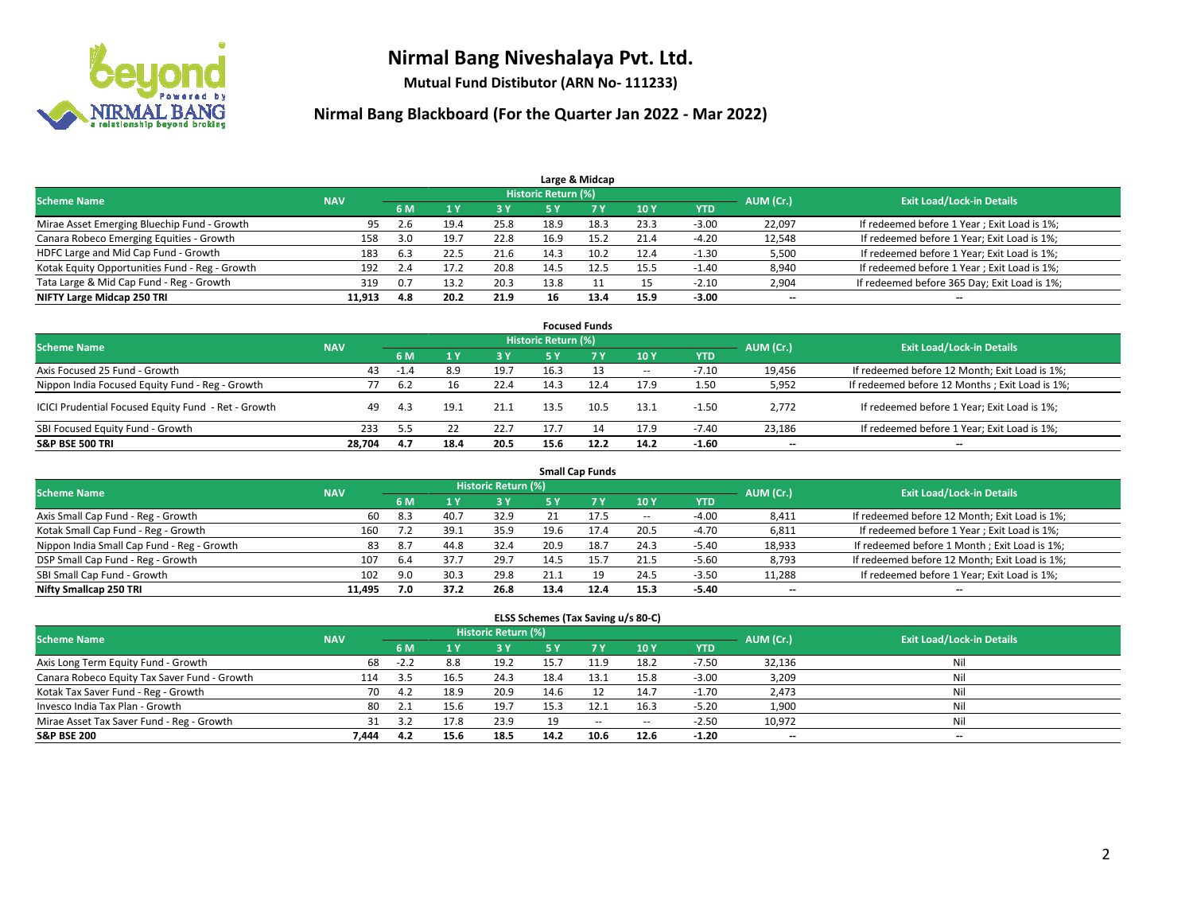# Nirmal Bang Niveshalaya Pvt. Ltd.

**Mutual Fund Distibutor (ARN No- 111233)**

## Nirmal Bang Blackboard (For the Quarter Jan 2022 - Mar 2022)

### Large & Midcap

| Scheme Name | NAV | Historic Return (%) | | | | | | | AUM (Cr.) | Exit Load/Lock-in Details |
|---|---|---|---|---|---|---|---|---|---|---|
| | | 6 M | 1 Y | 3 Y | 5 Y | 7 Y | 10 Y | YTD | | |
| Mirae Asset Emerging Bluechip Fund - Growth | 95 | 2.6 | 19.4 | 25.8 | 18.9 | 18.3 | 23.3 | -3.00 | 22,097 | If redeemed before 1 Year ; Exit Load is 1%; |
| Canara Robeco Emerging Equities - Growth | 158 | 3.0 | 19.7 | 22.8 | 16.9 | 15.2 | 21.4 | -4.20 | 12,548 | If redeemed before 1 Year; Exit Load is 1%; |
| HDFC Large and Mid Cap Fund - Growth | 183 | 6.3 | 22.5 | 21.6 | 14.3 | 10.2 | 12.4 | -1.30 | 5,500 | If redeemed before 1 Year; Exit Load is 1%; |
| Kotak Equity Opportunities Fund - Reg - Growth | 192 | 2.4 | 17.2 | 20.8 | 14.5 | 12.5 | 15.5 | -1.40 | 8,940 | If redeemed before 1 Year ; Exit Load is 1%; |
| Tata Large & Mid Cap Fund - Reg - Growth | 319 | 0.7 | 13.2 | 20.3 | 13.8 | 11 | 15 | -2.10 | 2,904 | If redeemed before 365 Day; Exit Load is 1%; |
| **NIFTY Large Midcap 250 TRI** | **11,913** | **4.8** | **20.2** | **21.9** | **16** | **13.4** | **15.9** | **-3.00** | **--** | **--** |

### Focused Funds

| Scheme Name | NAV | Historic Return (%) | | | | | | | AUM (Cr.) | Exit Load/Lock-in Details |
|---|---|---|---|---|---|---|---|---|---|---|
| | | 6 M | 1 Y | 3 Y | 5 Y | 7 Y | 10 Y | YTD | | |
| Axis Focused 25 Fund - Growth | 43 | -1.4 | 8.9 | 19.7 | 16.3 | 13 | -- | -7.10 | 19,456 | If redeemed before 12 Month; Exit Load is 1%; |
| Nippon India Focused Equity Fund - Reg - Growth | 77 | 6.2 | 16 | 22.4 | 14.3 | 12.4 | 17.9 | 1.50 | 5,952 | If redeemed before 12 Months ; Exit Load is 1%; |
| ICICI Prudential Focused Equity Fund - Ret - Growth | 49 | 4.3 | 19.1 | 21.1 | 13.5 | 10.5 | 13.1 | -1.50 | 2,772 | If redeemed before 1 Year; Exit Load is 1%; |
| SBI Focused Equity Fund - Growth | 233 | 5.5 | 22 | 22.7 | 17.7 | 14 | 17.9 | -7.40 | 23,186 | If redeemed before 1 Year; Exit Load is 1%; |
| **S&P BSE 500 TRI** | **28,704** | **4.7** | **18.4** | **20.5** | **15.6** | **12.2** | **14.2** | **-1.60** | **--** | **--** |

### Small Cap Funds

| Scheme Name | NAV | Historic Return (%) | | | | | | | AUM (Cr.) | Exit Load/Lock-in Details |
|---|---|---|---|---|---|---|---|---|---|---|
| | | 6 M | 1 Y | 3 Y | 5 Y | 7 Y | 10 Y | YTD | | |
| Axis Small Cap Fund - Reg - Growth | 60 | 8.3 | 40.7 | 32.9 | 21 | 17.5 | -- | -4.00 | 8,411 | If redeemed before 12 Month; Exit Load is 1%; |
| Kotak Small Cap Fund - Reg - Growth | 160 | 7.2 | 39.1 | 35.9 | 19.6 | 17.4 | 20.5 | -4.70 | 6,811 | If redeemed before 1 Year ; Exit Load is 1%; |
| Nippon India Small Cap Fund - Reg - Growth | 83 | 8.7 | 44.8 | 32.4 | 20.9 | 18.7 | 24.3 | -5.40 | 18,933 | If redeemed before 1 Month ; Exit Load is 1%; |
| DSP Small Cap Fund - Reg - Growth | 107 | 6.4 | 37.7 | 29.7 | 14.5 | 15.7 | 21.5 | -5.60 | 8,793 | If redeemed before 12 Month; Exit Load is 1%; |
| SBI Small Cap Fund - Growth | 102 | 9.0 | 30.3 | 29.8 | 21.1 | 19 | 24.5 | -3.50 | 11,288 | If redeemed before 1 Year; Exit Load is 1%; |
| **Nifty Smallcap 250 TRI** | **11,495** | **7.0** | **37.2** | **26.8** | **13.4** | **12.4** | **15.3** | **-5.40** | **--** | **--** |

### ELSS Schemes (Tax Saving u/s 80-C)

| Scheme Name | NAV | Historic Return (%) | | | | | | | AUM (Cr.) | Exit Load/Lock-in Details |
|---|---|---|---|---|---|---|---|---|---|---|
| | | 6 M | 1 Y | 3 Y | 5 Y | 7 Y | 10 Y | YTD | | |
| Axis Long Term Equity Fund - Growth | 68 | -2.2 | 8.8 | 19.2 | 15.7 | 11.9 | 18.2 | -7.50 | 32,136 | Nil |
| Canara Robeco Equity Tax Saver Fund - Growth | 114 | 3.5 | 16.5 | 24.3 | 18.4 | 13.1 | 15.8 | -3.00 | 3,209 | Nil |
| Kotak Tax Saver Fund - Reg - Growth | 70 | 4.2 | 18.9 | 20.9 | 14.6 | 12 | 14.7 | -1.70 | 2,473 | Nil |
| Invesco India Tax Plan - Growth | 80 | 2.1 | 15.6 | 19.7 | 15.3 | 12.1 | 16.3 | -5.20 | 1,900 | Nil |
| Mirae Asset Tax Saver Fund - Reg - Growth | 31 | 3.2 | 17.8 | 23.9 | 19 | -- | -- | -2.50 | 10,972 | Nil |
| **S&P BSE 200** | **7,444** | **4.2** | **15.6** | **18.5** | **14.2** | **10.6** | **12.6** | **-1.20** | **--** | **--** |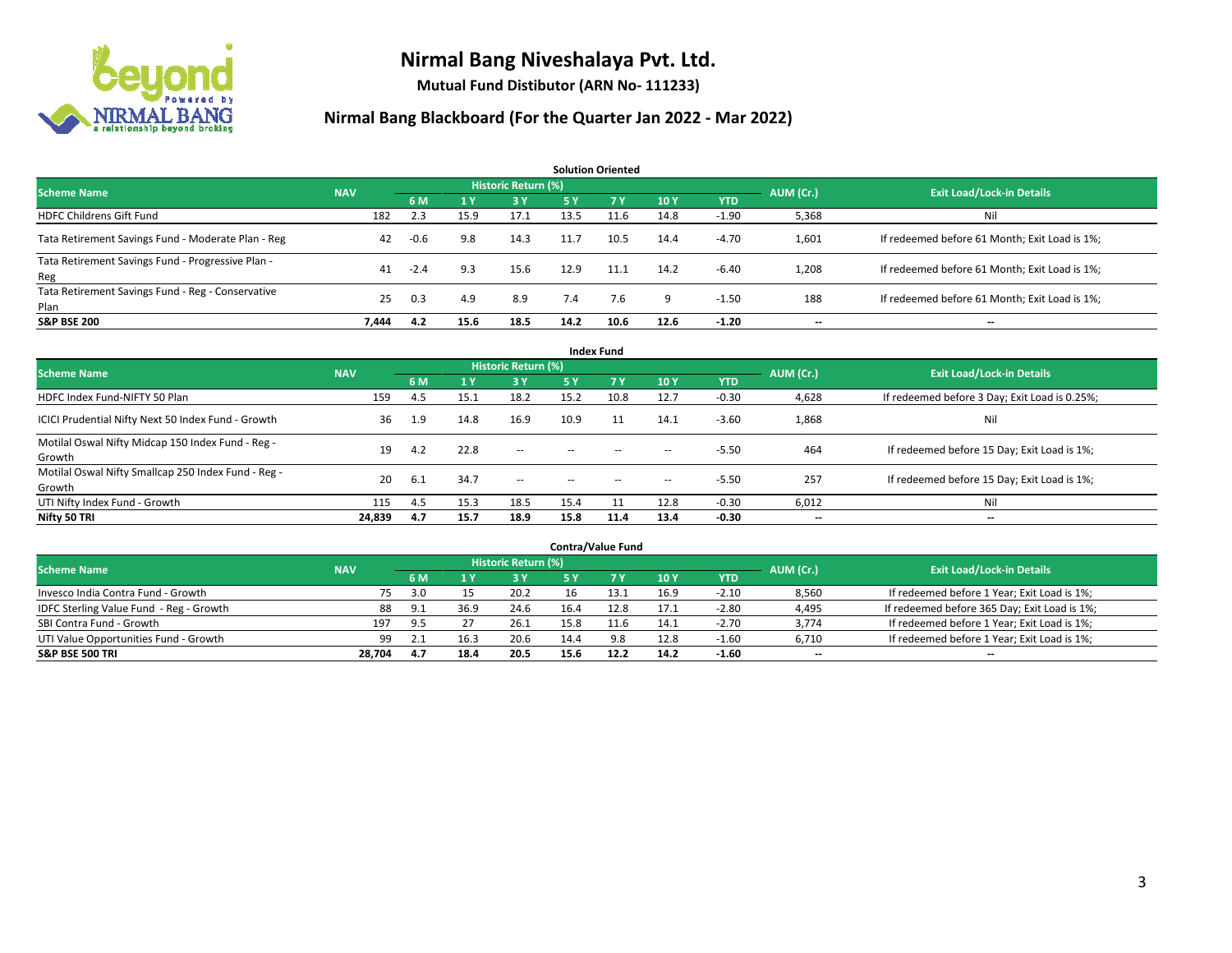# Nirmal Bang Niveshalaya Pvt. Ltd.

**Mutual Fund Distibutor (ARN No- 111233)**

## Nirmal Bang Blackboard (For the Quarter Jan 2022 - Mar 2022)

### Solution Oriented

| Scheme Name | NAV | Historic Return (%) | | | | | | | AUM (Cr.) | Exit Load/Lock-in Details |
|---|---|---|---|---|---|---|---|---|---|---|
| | | 6 M | 1 Y | 3 Y | 5 Y | 7 Y | 10 Y | YTD | | |
| HDFC Childrens Gift Fund | 182 | 2.3 | 15.9 | 17.1 | 13.5 | 11.6 | 14.8 | -1.90 | 5,368 | Nil |
| Tata Retirement Savings Fund - Moderate Plan - Reg | 42 | -0.6 | 9.8 | 14.3 | 11.7 | 10.5 | 14.4 | -4.70 | 1,601 | If redeemed before 61 Month; Exit Load is 1%; |
| Tata Retirement Savings Fund - Progressive Plan - Reg | 41 | -2.4 | 9.3 | 15.6 | 12.9 | 11.1 | 14.2 | -6.40 | 1,208 | If redeemed before 61 Month; Exit Load is 1%; |
| Tata Retirement Savings Fund - Reg - Conservative Plan | 25 | 0.3 | 4.9 | 8.9 | 7.4 | 7.6 | 9 | -1.50 | 188 | If redeemed before 61 Month; Exit Load is 1%; |
| **S&P BSE 200** | **7,444** | **4.2** | **15.6** | **18.5** | **14.2** | **10.6** | **12.6** | **-1.20** | **--** | **--** |

### Index Fund

| Scheme Name | NAV | Historic Return (%) | | | | | | | AUM (Cr.) | Exit Load/Lock-in Details |
|---|---|---|---|---|---|---|---|---|---|---|
| | | 6 M | 1 Y | 3 Y | 5 Y | 7 Y | 10 Y | YTD | | |
| HDFC Index Fund-NIFTY 50 Plan | 159 | 4.5 | 15.1 | 18.2 | 15.2 | 10.8 | 12.7 | -0.30 | 4,628 | If redeemed before 3 Day; Exit Load is 0.25%; |
| ICICI Prudential Nifty Next 50 Index Fund - Growth | 36 | 1.9 | 14.8 | 16.9 | 10.9 | 11 | 14.1 | -3.60 | 1,868 | Nil |
| Motilal Oswal Nifty Midcap 150 Index Fund - Reg - Growth | 19 | 4.2 | 22.8 | -- | -- | -- | -- | -5.50 | 464 | If redeemed before 15 Day; Exit Load is 1%; |
| Motilal Oswal Nifty Smallcap 250 Index Fund - Reg - Growth | 20 | 6.1 | 34.7 | -- | -- | -- | -- | -5.50 | 257 | If redeemed before 15 Day; Exit Load is 1%; |
| UTI Nifty Index Fund - Growth | 115 | 4.5 | 15.3 | 18.5 | 15.4 | 11 | 12.8 | -0.30 | 6,012 | Nil |
| **Nifty 50 TRI** | **24,839** | **4.7** | **15.7** | **18.9** | **15.8** | **11.4** | **13.4** | **-0.30** | **--** | **--** |

### Contra/Value Fund

| Scheme Name | NAV | Historic Return (%) | | | | | | | AUM (Cr.) | Exit Load/Lock-in Details |
|---|---|---|---|---|---|---|---|---|---|---|
| | | 6 M | 1 Y | 3 Y | 5 Y | 7 Y | 10 Y | YTD | | |
| Invesco India Contra Fund - Growth | 75 | 3.0 | 15 | 20.2 | 16 | 13.1 | 16.9 | -2.10 | 8,560 | If redeemed before 1 Year; Exit Load is 1%; |
| IDFC Sterling Value Fund - Reg - Growth | 88 | 9.1 | 36.9 | 24.6 | 16.4 | 12.8 | 17.1 | -2.80 | 4,495 | If redeemed before 365 Day; Exit Load is 1%; |
| SBI Contra Fund - Growth | 197 | 9.5 | 27 | 26.1 | 15.8 | 11.6 | 14.1 | -2.70 | 3,774 | If redeemed before 1 Year; Exit Load is 1%; |
| UTI Value Opportunities Fund - Growth | 99 | 2.1 | 16.3 | 20.6 | 14.4 | 9.8 | 12.8 | -1.60 | 6,710 | If redeemed before 1 Year; Exit Load is 1%; |
| **S&P BSE 500 TRI** | **28,704** | **4.7** | **18.4** | **20.5** | **15.6** | **12.2** | **14.2** | **-1.60** | **--** | **--** |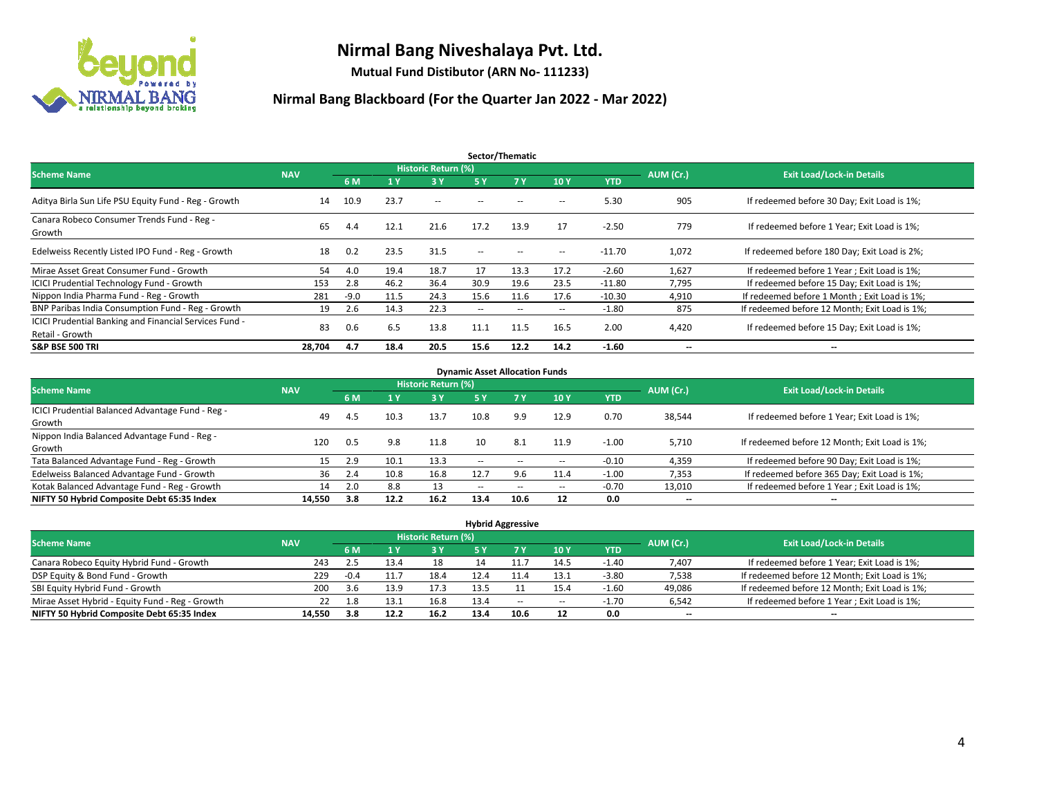# Nirmal Bang Niveshalaya Pvt. Ltd.

**Mutual Fund Distibutor (ARN No- 111233)**

## Nirmal Bang Blackboard (For the Quarter Jan 2022 - Mar 2022)

### Sector/Thematic

| Scheme Name | NAV | Historic Return (%) | | | | | | | AUM (Cr.) | Exit Load/Lock-in Details |
|---|---|---|---|---|---|---|---|---|---|---|
| | | 6 M | 1 Y | 3 Y | 5 Y | 7 Y | 10 Y | YTD | | |
| Aditya Birla Sun Life PSU Equity Fund - Reg - Growth | 14 | 10.9 | 23.7 | -- | -- | -- | -- | 5.30 | 905 | If redeemed before 30 Day; Exit Load is 1%; |
| Canara Robeco Consumer Trends Fund - Reg - Growth | 65 | 4.4 | 12.1 | 21.6 | 17.2 | 13.9 | 17 | -2.50 | 779 | If redeemed before 1 Year; Exit Load is 1%; |
| Edelweiss Recently Listed IPO Fund - Reg - Growth | 18 | 0.2 | 23.5 | 31.5 | -- | -- | -- | -11.70 | 1,072 | If redeemed before 180 Day; Exit Load is 2%; |
| Mirae Asset Great Consumer Fund - Growth | 54 | 4.0 | 19.4 | 18.7 | 17 | 13.3 | 17.2 | -2.60 | 1,627 | If redeemed before 1 Year ; Exit Load is 1%; |
| ICICI Prudential Technology Fund - Growth | 153 | 2.8 | 46.2 | 36.4 | 30.9 | 19.6 | 23.5 | -11.80 | 7,795 | If redeemed before 15 Day; Exit Load is 1%; |
| Nippon India Pharma Fund - Reg - Growth | 281 | -9.0 | 11.5 | 24.3 | 15.6 | 11.6 | 17.6 | -10.30 | 4,910 | If redeemed before 1 Month ; Exit Load is 1%; |
| BNP Paribas India Consumption Fund - Reg - Growth | 19 | 2.6 | 14.3 | 22.3 | -- | -- | -- | -1.80 | 875 | If redeemed before 12 Month; Exit Load is 1%; |
| ICICI Prudential Banking and Financial Services Fund - Retail - Growth | 83 | 0.6 | 6.5 | 13.8 | 11.1 | 11.5 | 16.5 | 2.00 | 4,420 | If redeemed before 15 Day; Exit Load is 1%; |
| **S&P BSE 500 TRI** | **28,704** | **4.7** | **18.4** | **20.5** | **15.6** | **12.2** | **14.2** | **-1.60** | **--** | **--** |

### Dynamic Asset Allocation Funds

| Scheme Name | NAV | Historic Return (%) | | | | | | | AUM (Cr.) | Exit Load/Lock-in Details |
|---|---|---|---|---|---|---|---|---|---|---|
| | | 6 M | 1 Y | 3 Y | 5 Y | 7 Y | 10 Y | YTD | | |
| ICICI Prudential Balanced Advantage Fund - Reg - Growth | 49 | 4.5 | 10.3 | 13.7 | 10.8 | 9.9 | 12.9 | 0.70 | 38,544 | If redeemed before 1 Year; Exit Load is 1%; |
| Nippon India Balanced Advantage Fund - Reg - Growth | 120 | 0.5 | 9.8 | 11.8 | 10 | 8.1 | 11.9 | -1.00 | 5,710 | If redeemed before 12 Month; Exit Load is 1%; |
| Tata Balanced Advantage Fund - Reg - Growth | 15 | 2.9 | 10.1 | 13.3 | -- | -- | -- | -0.10 | 4,359 | If redeemed before 90 Day; Exit Load is 1%; |
| Edelweiss Balanced Advantage Fund - Growth | 36 | 2.4 | 10.8 | 16.8 | 12.7 | 9.6 | 11.4 | -1.00 | 7,353 | If redeemed before 365 Day; Exit Load is 1%; |
| Kotak Balanced Advantage Fund - Reg - Growth | 14 | 2.0 | 8.8 | 13 | -- | -- | -- | -0.70 | 13,010 | If redeemed before 1 Year ; Exit Load is 1%; |
| **NIFTY 50 Hybrid Composite Debt 65:35 Index** | **14,550** | **3.8** | **12.2** | **16.2** | **13.4** | **10.6** | **12** | **0.0** | **--** | **--** |

### Hybrid Aggressive

| Scheme Name | NAV | Historic Return (%) | | | | | | | AUM (Cr.) | Exit Load/Lock-in Details |
|---|---|---|---|---|---|---|---|---|---|---|
| | | 6 M | 1 Y | 3 Y | 5 Y | 7 Y | 10 Y | YTD | | |
| Canara Robeco Equity Hybrid Fund - Growth | 243 | 2.5 | 13.4 | 18 | 14 | 11.7 | 14.5 | -1.40 | 7,407 | If redeemed before 1 Year; Exit Load is 1%; |
| DSP Equity & Bond Fund - Growth | 229 | -0.4 | 11.7 | 18.4 | 12.4 | 11.4 | 13.1 | -3.80 | 7,538 | If redeemed before 12 Month; Exit Load is 1%; |
| SBI Equity Hybrid Fund - Growth | 200 | 3.6 | 13.9 | 17.3 | 13.5 | 11 | 15.4 | -1.60 | 49,086 | If redeemed before 12 Month; Exit Load is 1%; |
| Mirae Asset Hybrid - Equity Fund - Reg - Growth | 22 | 1.8 | 13.1 | 16.8 | 13.4 | -- | -- | -1.70 | 6,542 | If redeemed before 1 Year ; Exit Load is 1%; |
| **NIFTY 50 Hybrid Composite Debt 65:35 Index** | **14,550** | **3.8** | **12.2** | **16.2** | **13.4** | **10.6** | **12** | **0.0** | **--** | **--** |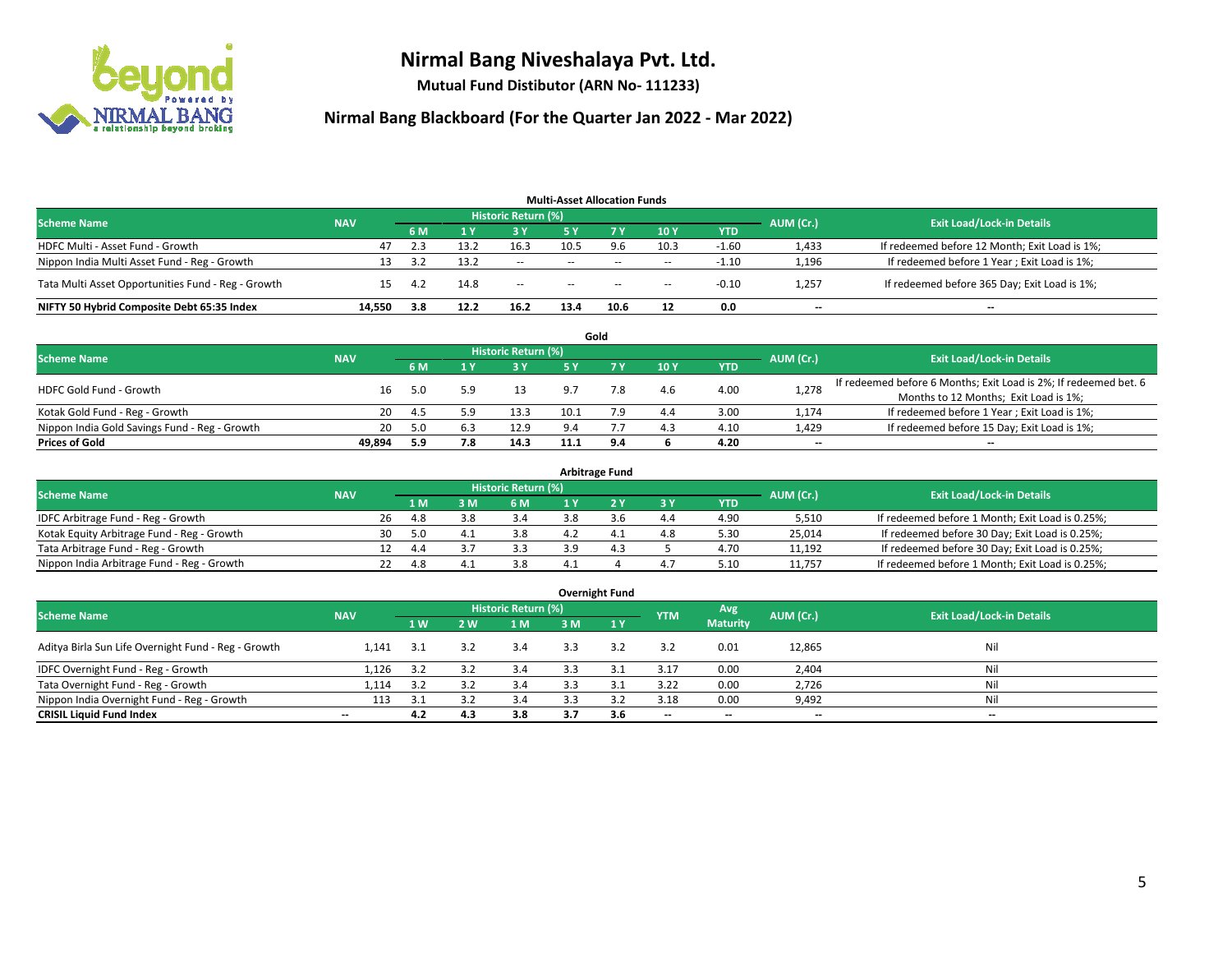# Nirmal Bang Niveshalaya Pvt. Ltd.

**Mutual Fund Distibutor (ARN No- 111233)**

## Nirmal Bang Blackboard (For the Quarter Jan 2022 - Mar 2022)

### Multi-Asset Allocation Funds

| Scheme Name | NAV | Historic Return (%) | | | | | | | AUM (Cr.) | Exit Load/Lock-in Details |
|---|---|---|---|---|---|---|---|---|---|---|
| | | 6 M | 1 Y | 3 Y | 5 Y | 7 Y | 10 Y | YTD | | |
| HDFC Multi - Asset Fund - Growth | 47 | 2.3 | 13.2 | 16.3 | 10.5 | 9.6 | 10.3 | -1.60 | 1,433 | If redeemed before 12 Month; Exit Load is 1%; |
| Nippon India Multi Asset Fund - Reg - Growth | 13 | 3.2 | 13.2 | -- | -- | -- | -- | -1.10 | 1,196 | If redeemed before 1 Year ; Exit Load is 1%; |
| Tata Multi Asset Opportunities Fund - Reg - Growth | 15 | 4.2 | 14.8 | -- | -- | -- | -- | -0.10 | 1,257 | If redeemed before 365 Day; Exit Load is 1%; |
| **NIFTY 50 Hybrid Composite Debt 65:35 Index** | **14,550** | **3.8** | **12.2** | **16.2** | **13.4** | **10.6** | **12** | **0.0** | **--** | **--** |

### Gold

| Scheme Name | NAV | Historic Return (%) | | | | | | | AUM (Cr.) | Exit Load/Lock-in Details |
|---|---|---|---|---|---|---|---|---|---|---|
| | | 6 M | 1 Y | 3 Y | 5 Y | 7 Y | 10 Y | YTD | | |
| HDFC Gold Fund - Growth | 16 | 5.0 | 5.9 | 13 | 9.7 | 7.8 | 4.6 | 4.00 | 1,278 | If redeemed before 6 Months; Exit Load is 2%; If redeemed bet. 6 Months to 12 Months; Exit Load is 1%; |
| Kotak Gold Fund - Reg - Growth | 20 | 4.5 | 5.9 | 13.3 | 10.1 | 7.9 | 4.4 | 3.00 | 1,174 | If redeemed before 1 Year ; Exit Load is 1%; |
| Nippon India Gold Savings Fund - Reg - Growth | 20 | 5.0 | 6.3 | 12.9 | 9.4 | 7.7 | 4.3 | 4.10 | 1,429 | If redeemed before 15 Day; Exit Load is 1%; |
| **Prices of Gold** | **49,894** | **5.9** | **7.8** | **14.3** | **11.1** | **9.4** | **6** | **4.20** | **--** | **--** |

### Arbitrage Fund

| Scheme Name | NAV | Historic Return (%) | | | | | | | AUM (Cr.) | Exit Load/Lock-in Details |
|---|---|---|---|---|---|---|---|---|---|---|
| | | 1 M | 3 M | 6 M | 1 Y | 2 Y | 3 Y | YTD | | |
| IDFC Arbitrage Fund - Reg - Growth | 26 | 4.8 | 3.8 | 3.4 | 3.8 | 3.6 | 4.4 | 4.90 | 5,510 | If redeemed before 1 Month; Exit Load is 0.25%; |
| Kotak Equity Arbitrage Fund - Reg - Growth | 30 | 5.0 | 4.1 | 3.8 | 4.2 | 4.1 | 4.8 | 5.30 | 25,014 | If redeemed before 30 Day; Exit Load is 0.25%; |
| Tata Arbitrage Fund - Reg - Growth | 12 | 4.4 | 3.7 | 3.3 | 3.9 | 4.3 | 5 | 4.70 | 11,192 | If redeemed before 30 Day; Exit Load is 0.25%; |
| Nippon India Arbitrage Fund - Reg - Growth | 22 | 4.8 | 4.1 | 3.8 | 4.1 | 4 | 4.7 | 5.10 | 11,757 | If redeemed before 1 Month; Exit Load is 0.25%; |

### Overnight Fund

| Scheme Name | NAV | Historic Return (%) | | | | | YTM | Avg Maturity | AUM (Cr.) | Exit Load/Lock-in Details |
|---|---|---|---|---|---|---|---|---|---|---|
| | | 1 W | 2 W | 1 M | 3 M | 1 Y | | | | |
| Aditya Birla Sun Life Overnight Fund - Reg - Growth | 1,141 | 3.1 | 3.2 | 3.4 | 3.3 | 3.2 | 3.2 | 0.01 | 12,865 | Nil |
| IDFC Overnight Fund - Reg - Growth | 1,126 | 3.2 | 3.2 | 3.4 | 3.3 | 3.1 | 3.17 | 0.00 | 2,404 | Nil |
| Tata Overnight Fund - Reg - Growth | 1,114 | 3.2 | 3.2 | 3.4 | 3.3 | 3.1 | 3.22 | 0.00 | 2,726 | Nil |
| Nippon India Overnight Fund - Reg - Growth | 113 | 3.1 | 3.2 | 3.4 | 3.3 | 3.2 | 3.18 | 0.00 | 9,492 | Nil |
| **CRISIL Liquid Fund Index** | **--** | **4.2** | **4.3** | **3.8** | **3.7** | **3.6** | **--** | **--** | **--** | **--** |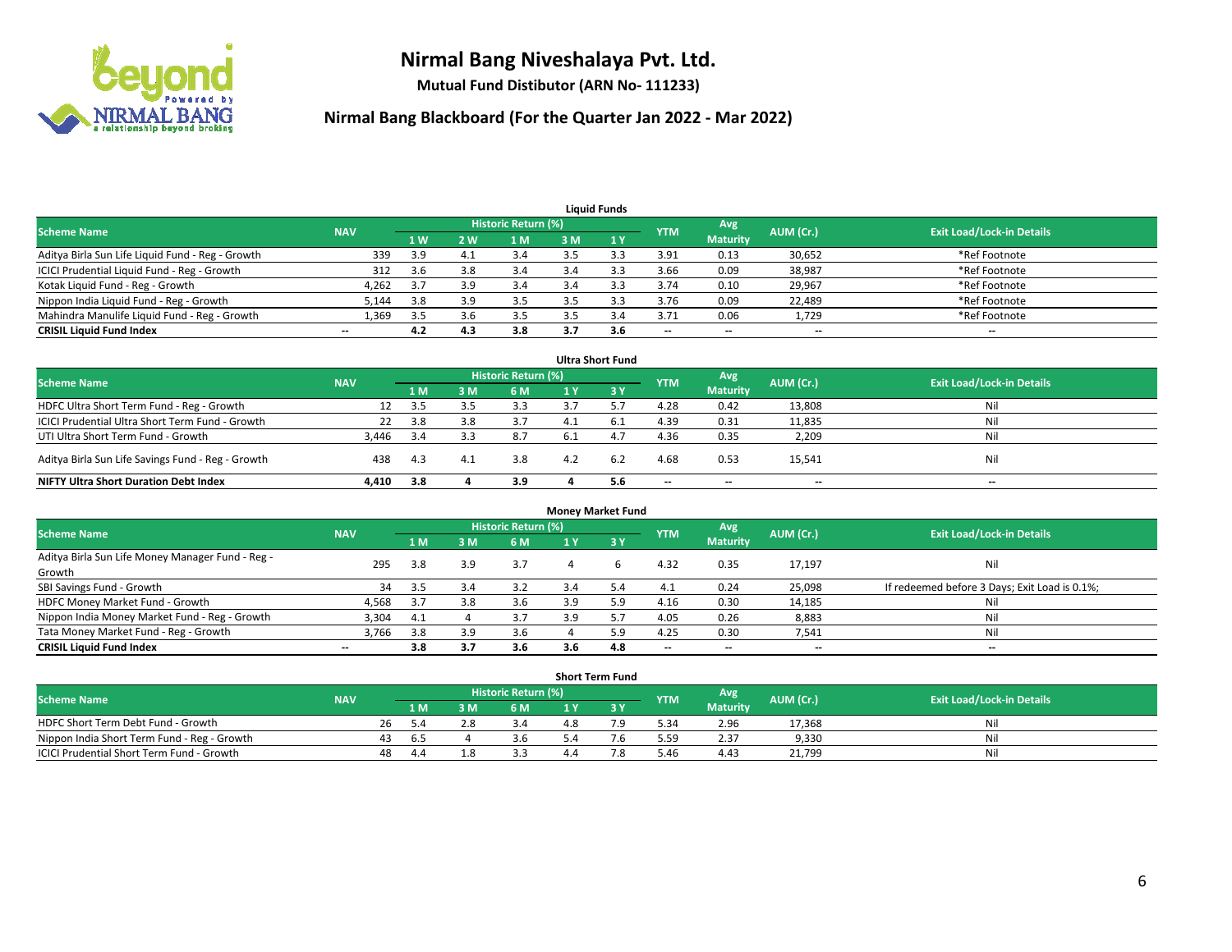# Nirmal Bang Niveshalaya Pvt. Ltd.

**Mutual Fund Distibutor (ARN No- 111233)**

## Nirmal Bang Blackboard (For the Quarter Jan 2022 - Mar 2022)

### Liquid Funds

| Scheme Name | NAV | Historic Return (%) | | | | | YTM | Avg Maturity | AUM (Cr.) | Exit Load/Lock-in Details |
|---|---|---|---|---|---|---|---|---|---|---|
| | | 1 W | 2 W | 1 M | 3 M | 1 Y | | | | |
| Aditya Birla Sun Life Liquid Fund - Reg - Growth | 339 | 3.9 | 4.1 | 3.4 | 3.5 | 3.3 | 3.91 | 0.13 | 30,652 | *Ref Footnote |
| ICICI Prudential Liquid Fund - Reg - Growth | 312 | 3.6 | 3.8 | 3.4 | 3.4 | 3.3 | 3.66 | 0.09 | 38,987 | *Ref Footnote |
| Kotak Liquid Fund - Reg - Growth | 4,262 | 3.7 | 3.9 | 3.4 | 3.4 | 3.3 | 3.74 | 0.10 | 29,967 | *Ref Footnote |
| Nippon India Liquid Fund - Reg - Growth | 5,144 | 3.8 | 3.9 | 3.5 | 3.5 | 3.3 | 3.76 | 0.09 | 22,489 | *Ref Footnote |
| Mahindra Manulife Liquid Fund - Reg - Growth | 1,369 | 3.5 | 3.6 | 3.5 | 3.5 | 3.4 | 3.71 | 0.06 | 1,729 | *Ref Footnote |
| **CRISIL Liquid Fund Index** | -- | **4.2** | **4.3** | **3.8** | **3.7** | **3.6** | -- | -- | -- | -- |

### Ultra Short Fund

| Scheme Name | NAV | Historic Return (%) | | | | | YTM | Avg Maturity | AUM (Cr.) | Exit Load/Lock-in Details |
|---|---|---|---|---|---|---|---|---|---|---|
| | | 1 M | 3 M | 6 M | 1 Y | 3 Y | | | | |
| HDFC Ultra Short Term Fund - Reg - Growth | 12 | 3.5 | 3.5 | 3.3 | 3.7 | 5.7 | 4.28 | 0.42 | 13,808 | Nil |
| ICICI Prudential Ultra Short Term Fund - Growth | 22 | 3.8 | 3.8 | 3.7 | 4.1 | 6.1 | 4.39 | 0.31 | 11,835 | Nil |
| UTI Ultra Short Term Fund - Growth | 3,446 | 3.4 | 3.3 | 8.7 | 6.1 | 4.7 | 4.36 | 0.35 | 2,209 | Nil |
| Aditya Birla Sun Life Savings Fund - Reg - Growth | 438 | 4.3 | 4.1 | 3.8 | 4.2 | 6.2 | 4.68 | 0.53 | 15,541 | Nil |
| **NIFTY Ultra Short Duration Debt Index** | **4,410** | **3.8** | **4** | **3.9** | **4** | **5.6** | -- | -- | -- | -- |

### Money Market Fund

| Scheme Name | NAV | Historic Return (%) | | | | | YTM | Avg Maturity | AUM (Cr.) | Exit Load/Lock-in Details |
|---|---|---|---|---|---|---|---|---|---|---|
| | | 1 M | 3 M | 6 M | 1 Y | 3 Y | | | | |
| Aditya Birla Sun Life Money Manager Fund - Reg - Growth | 295 | 3.8 | 3.9 | 3.7 | 4 | 6 | 4.32 | 0.35 | 17,197 | Nil |
| SBI Savings Fund - Growth | 34 | 3.5 | 3.4 | 3.2 | 3.4 | 5.4 | 4.1 | 0.24 | 25,098 | If redeemed before 3 Days; Exit Load is 0.1%; |
| HDFC Money Market Fund - Growth | 4,568 | 3.7 | 3.8 | 3.6 | 3.9 | 5.9 | 4.16 | 0.30 | 14,185 | Nil |
| Nippon India Money Market Fund - Reg - Growth | 3,304 | 4.1 | 4 | 3.7 | 3.9 | 5.7 | 4.05 | 0.26 | 8,883 | Nil |
| Tata Money Market Fund - Reg - Growth | 3,766 | 3.8 | 3.9 | 3.6 | 4 | 5.9 | 4.25 | 0.30 | 7,541 | Nil |
| **CRISIL Liquid Fund Index** | -- | **3.8** | **3.7** | **3.6** | **3.6** | **4.8** | -- | -- | -- | -- |

### Short Term Fund

| Scheme Name | NAV | Historic Return (%) | | | | | YTM | Avg Maturity | AUM (Cr.) | Exit Load/Lock-in Details |
|---|---|---|---|---|---|---|---|---|---|---|
| | | 1 M | 3 M | 6 M | 1 Y | 3 Y | | | | |
| HDFC Short Term Debt Fund - Growth | 26 | 5.4 | 2.8 | 3.4 | 4.8 | 7.9 | 5.34 | 2.96 | 17,368 | Nil |
| Nippon India Short Term Fund - Reg - Growth | 43 | 6.5 | 4 | 3.6 | 5.4 | 7.6 | 5.59 | 2.37 | 9,330 | Nil |
| ICICI Prudential Short Term Fund - Growth | 48 | 4.4 | 1.8 | 3.3 | 4.4 | 7.8 | 5.46 | 4.43 | 21,799 | Nil |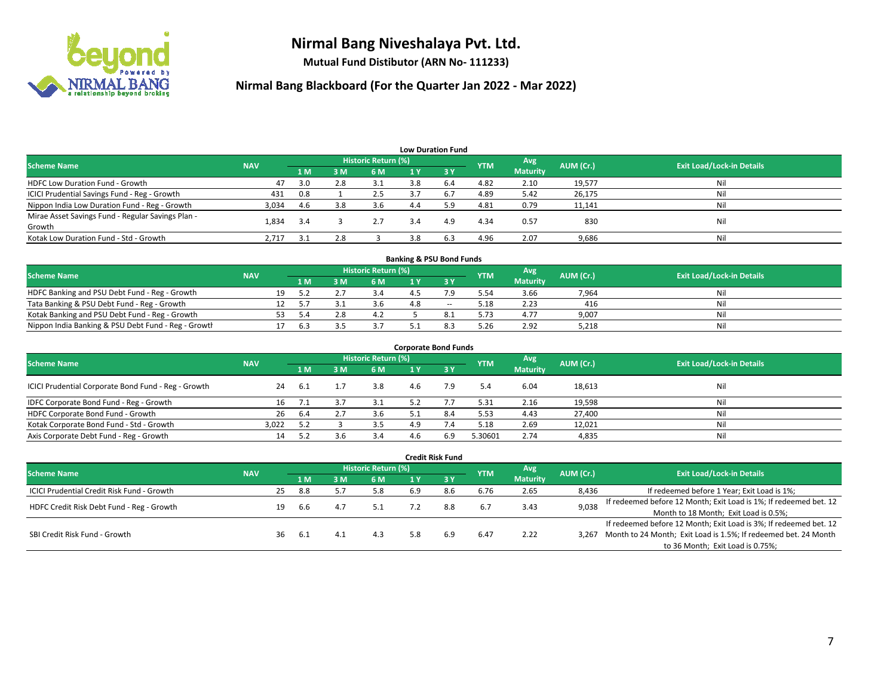# Nirmal Bang Niveshalaya Pvt. Ltd.

**Mutual Fund Distibutor (ARN No- 111233)**

## Nirmal Bang Blackboard (For the Quarter Jan 2022 - Mar 2022)

### Low Duration Fund

| Scheme Name | NAV | Historic Return (%) | | | | | YTM | Avg Maturity | AUM (Cr.) | Exit Load/Lock-in Details |
|---|---|---|---|---|---|---|---|---|---|---|
| | | 1 M | 3 M | 6 M | 1 Y | 3 Y | | | | |
| HDFC Low Duration Fund - Growth | 47 | 3.0 | 2.8 | 3.1 | 3.8 | 6.4 | 4.82 | 2.10 | 19,577 | Nil |
| ICICI Prudential Savings Fund - Reg - Growth | 431 | 0.8 | 1 | 2.5 | 3.7 | 6.7 | 4.89 | 5.42 | 26,175 | Nil |
| Nippon India Low Duration Fund - Reg - Growth | 3,034 | 4.6 | 3.8 | 3.6 | 4.4 | 5.9 | 4.81 | 0.79 | 11,141 | Nil |
| Mirae Asset Savings Fund - Regular Savings Plan - Growth | 1,834 | 3.4 | 3 | 2.7 | 3.4 | 4.9 | 4.34 | 0.57 | 830 | Nil |
| Kotak Low Duration Fund - Std - Growth | 2,717 | 3.1 | 2.8 | 3 | 3.8 | 6.3 | 4.96 | 2.07 | 9,686 | Nil |

### Banking & PSU Bond Funds

| Scheme Name | NAV | Historic Return (%) | | | | | YTM | Avg Maturity | AUM (Cr.) | Exit Load/Lock-in Details |
|---|---|---|---|---|---|---|---|---|---|---|
| | | 1 M | 3 M | 6 M | 1 Y | 3 Y | | | | |
| HDFC Banking and PSU Debt Fund - Reg - Growth | 19 | 5.2 | 2.7 | 3.4 | 4.5 | 7.9 | 5.54 | 3.66 | 7,964 | Nil |
| Tata Banking & PSU Debt Fund - Reg - Growth | 12 | 5.7 | 3.1 | 3.6 | 4.8 | -- | 5.18 | 2.23 | 416 | Nil |
| Kotak Banking and PSU Debt Fund - Reg - Growth | 53 | 5.4 | 2.8 | 4.2 | 5 | 8.1 | 5.73 | 4.77 | 9,007 | Nil |
| Nippon India Banking & PSU Debt Fund - Reg - Growth | 17 | 6.3 | 3.5 | 3.7 | 5.1 | 8.3 | 5.26 | 2.92 | 5,218 | Nil |

### Corporate Bond Funds

| Scheme Name | NAV | Historic Return (%) | | | | | YTM | Avg Maturity | AUM (Cr.) | Exit Load/Lock-in Details |
|---|---|---|---|---|---|---|---|---|---|---|
| | | 1 M | 3 M | 6 M | 1 Y | 3 Y | | | | |
| ICICI Prudential Corporate Bond Fund - Reg - Growth | 24 | 6.1 | 1.7 | 3.8 | 4.6 | 7.9 | 5.4 | 6.04 | 18,613 | Nil |
| IDFC Corporate Bond Fund - Reg - Growth | 16 | 7.1 | 3.7 | 3.1 | 5.2 | 7.7 | 5.31 | 2.16 | 19,598 | Nil |
| HDFC Corporate Bond Fund - Growth | 26 | 6.4 | 2.7 | 3.6 | 5.1 | 8.4 | 5.53 | 4.43 | 27,400 | Nil |
| Kotak Corporate Bond Fund - Std - Growth | 3,022 | 5.2 | 3 | 3.5 | 4.9 | 7.4 | 5.18 | 2.69 | 12,021 | Nil |
| Axis Corporate Debt Fund - Reg - Growth | 14 | 5.2 | 3.6 | 3.4 | 4.6 | 6.9 | 5.30601 | 2.74 | 4,835 | Nil |

### Credit Risk Fund

| Scheme Name | NAV | Historic Return (%) | | | | | YTM | Avg Maturity | AUM (Cr.) | Exit Load/Lock-in Details |
|---|---|---|---|---|---|---|---|---|---|---|
| | | 1 M | 3 M | 6 M | 1 Y | 3 Y | | | | |
| ICICI Prudential Credit Risk Fund - Growth | 25 | 8.8 | 5.7 | 5.8 | 6.9 | 8.6 | 6.76 | 2.65 | 8,436 | If redeemed before 1 Year; Exit Load is 1%; |
| HDFC Credit Risk Debt Fund - Reg - Growth | 19 | 6.6 | 4.7 | 5.1 | 7.2 | 8.8 | 6.7 | 3.43 | 9,038 | If redeemed before 12 Month; Exit Load is 1%; If redeemed bet. 12 Month to 18 Month; Exit Load is 0.5%; |
| SBI Credit Risk Fund - Growth | 36 | 6.1 | 4.1 | 4.3 | 5.8 | 6.9 | 6.47 | 2.22 | 3,267 | If redeemed before 12 Month; Exit Load is 3%; If redeemed bet. 12 Month to 24 Month; Exit Load is 1.5%; If redeemed bet. 24 Month to 36 Month; Exit Load is 0.75%; |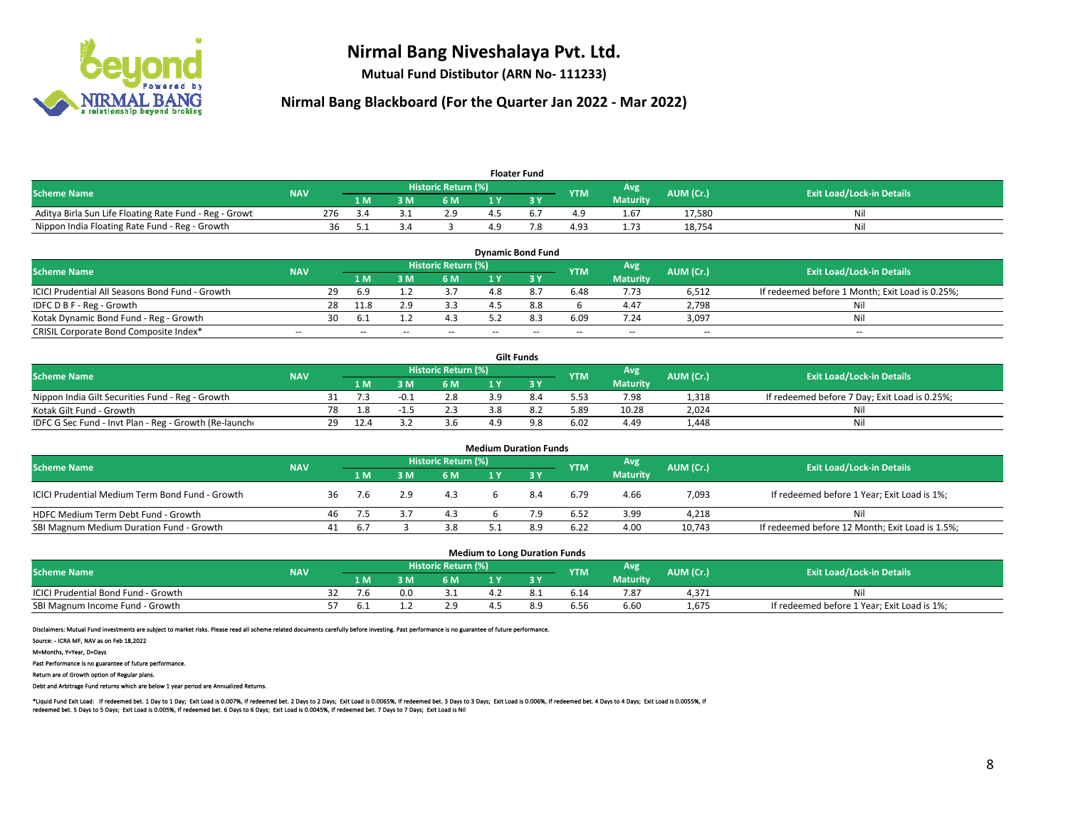# Nirmal Bang Niveshalaya Pvt. Ltd.

**Mutual Fund Distibutor (ARN No- 111233)**

## Nirmal Bang Blackboard (For the Quarter Jan 2022 - Mar 2022)

### Floater Fund

| Scheme Name | NAV | Historic Return (%) | | | | | YTM | Avg Maturity | AUM (Cr.) | Exit Load/Lock-in Details |
|---|---|---|---|---|---|---|---|---|---|---|
| | | 1 M | 3 M | 6 M | 1 Y | 3 Y | | | | |
| Aditya Birla Sun Life Floating Rate Fund - Reg - Growt | 276 | 3.4 | 3.1 | 2.9 | 4.5 | 6.7 | 4.9 | 1.67 | 17,580 | Nil |
| Nippon India Floating Rate Fund - Reg - Growth | 36 | 5.1 | 3.4 | 3 | 4.9 | 7.8 | 4.93 | 1.73 | 18,754 | Nil |

### Dynamic Bond Fund

| Scheme Name | NAV | Historic Return (%) | | | | | YTM | Avg Maturity | AUM (Cr.) | Exit Load/Lock-in Details |
|---|---|---|---|---|---|---|---|---|---|---|
| | | 1 M | 3 M | 6 M | 1 Y | 3 Y | | | | |
| ICICI Prudential All Seasons Bond Fund - Growth | 29 | 6.9 | 1.2 | 3.7 | 4.8 | 8.7 | 6.48 | 7.73 | 6,512 | If redeemed before 1 Month; Exit Load is 0.25%; |
| IDFC D B F - Reg - Growth | 28 | 11.8 | 2.9 | 3.3 | 4.5 | 8.8 | 6 | 4.47 | 2,798 | Nil |
| Kotak Dynamic Bond Fund - Reg - Growth | 30 | 6.1 | 1.2 | 4.3 | 5.2 | 8.3 | 6.09 | 7.24 | 3,097 | Nil |
| CRISIL Corporate Bond Composite Index* | -- | -- | -- | -- | -- | -- | -- | -- | -- | -- |

### Gilt Funds

| Scheme Name | NAV | Historic Return (%) | | | | | YTM | Avg Maturity | AUM (Cr.) | Exit Load/Lock-in Details |
|---|---|---|---|---|---|---|---|---|---|---|
| | | 1 M | 3 M | 6 M | 1 Y | 3 Y | | | | |
| Nippon India Gilt Securities Fund - Reg - Growth | 31 | 7.3 | -0.1 | 2.8 | 3.9 | 8.4 | 5.53 | 7.98 | 1,318 | If redeemed before 7 Day; Exit Load is 0.25%; |
| Kotak Gilt Fund - Growth | 78 | 1.8 | -1.5 | 2.3 | 3.8 | 8.2 | 5.89 | 10.28 | 2,024 | Nil |
| IDFC G Sec Fund - Invt Plan - Reg - Growth (Re-launch | 29 | 12.4 | 3.2 | 3.6 | 4.9 | 9.8 | 6.02 | 4.49 | 1,448 | Nil |

### Medium Duration Funds

| Scheme Name | NAV | Historic Return (%) | | | | | YTM | Avg Maturity | AUM (Cr.) | Exit Load/Lock-in Details |
|---|---|---|---|---|---|---|---|---|---|---|
| | | 1 M | 3 M | 6 M | 1 Y | 3 Y | | | | |
| ICICI Prudential Medium Term Bond Fund - Growth | 36 | 7.6 | 2.9 | 4.3 | 6 | 8.4 | 6.79 | 4.66 | 7,093 | If redeemed before 1 Year; Exit Load is 1%; |
| HDFC Medium Term Debt Fund - Growth | 46 | 7.5 | 3.7 | 4.3 | 6 | 7.9 | 6.52 | 3.99 | 4,218 | Nil |
| SBI Magnum Medium Duration Fund - Growth | 41 | 6.7 | 3 | 3.8 | 5.1 | 8.9 | 6.22 | 4.00 | 10,743 | If redeemed before 12 Month; Exit Load is 1.5%; |

### Medium to Long Duration Funds

| Scheme Name | NAV | Historic Return (%) | | | | | YTM | Avg Maturity | AUM (Cr.) | Exit Load/Lock-in Details |
|---|---|---|---|---|---|---|---|---|---|---|
| | | 1 M | 3 M | 6 M | 1 Y | 3 Y | | | | |
| ICICI Prudential Bond Fund - Growth | 32 | 7.6 | 0.0 | 3.1 | 4.2 | 8.1 | 6.14 | 7.87 | 4,371 | Nil |
| SBI Magnum Income Fund - Growth | 57 | 6.1 | 1.2 | 2.9 | 4.5 | 8.9 | 6.56 | 6.60 | 1,675 | If redeemed before 1 Year; Exit Load is 1%; |

Disclaimers: Mutual Fund investments are subject to market risks. Please read all scheme related documents carefully before investing. Past performance is no guarantee of future performance.

Source: - ICRA MF, NAV as on Feb 18,2022

M=Months, Y=Year, D=Days

Past Performance is no guarantee of future performance.

Return are of Growth option of Regular plans.

Debt and Arbitrage Fund returns which are below 1 year period are Annualized Returns.

*Liquid Fund Exit Load: If redeemed bet. 1 Day to 1 Day; Exit Load is 0.007%, If redeemed bet. 2 Days to 2 Days; Exit Load is 0.0065%, If redeemed bet. 3 Days to 3 Days; Exit Load is 0.006%, If redeemed bet. 4 Days to 4 Days; Exit Load is 0.0055%, If redeemed bet. 5 Days to 5 Days; Exit Load is 0.005%, If redeemed bet. 6 Days to 6 Days; Exit Load is 0.0045%, If redeemed bet. 7 Days to 7 Days; Exit Load is Nil